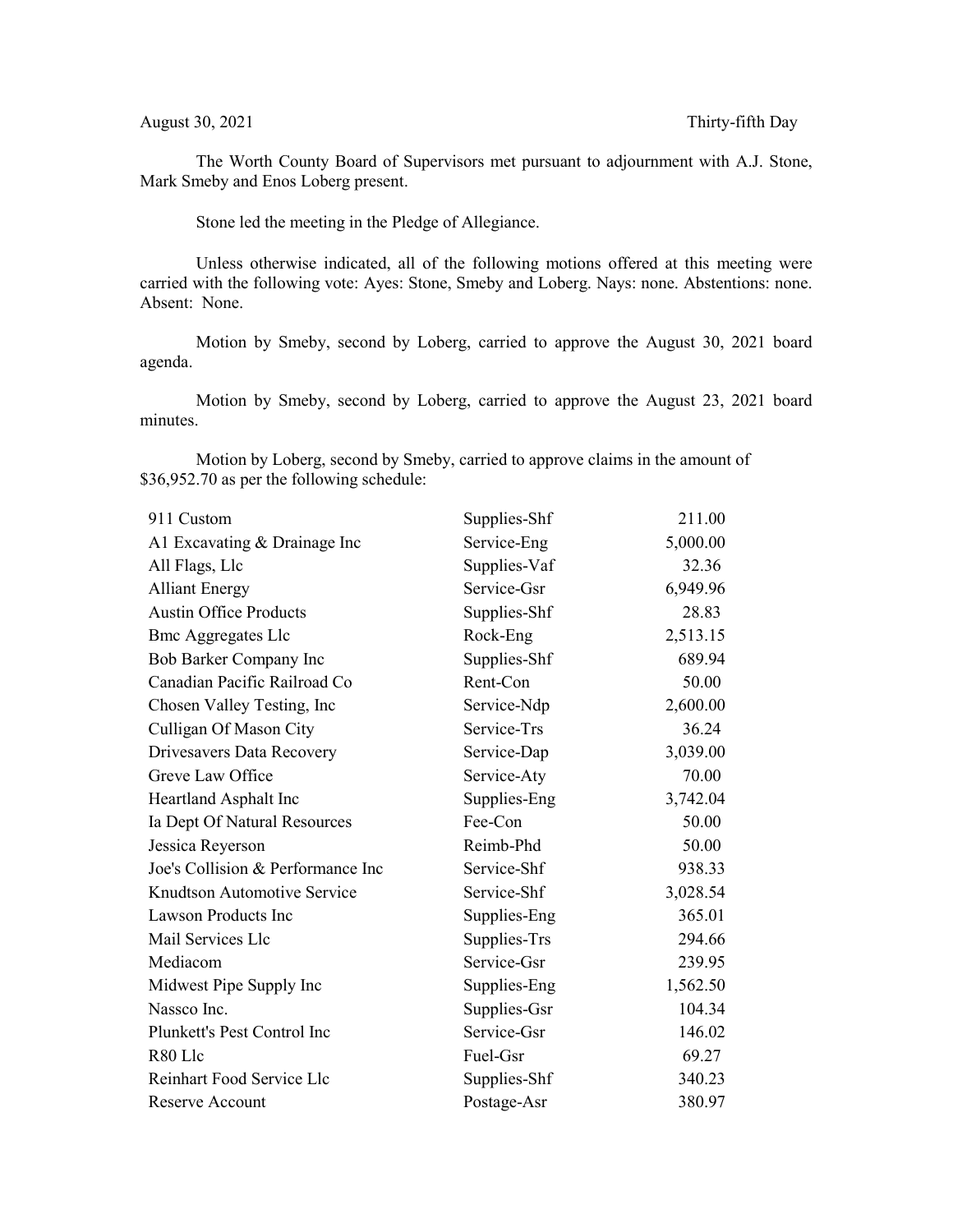August 30, 2021 Thirty-fifth Day

The Worth County Board of Supervisors met pursuant to adjournment with A.J. Stone, Mark Smeby and Enos Loberg present.

Stone led the meeting in the Pledge of Allegiance.

Unless otherwise indicated, all of the following motions offered at this meeting were carried with the following vote: Ayes: Stone, Smeby and Loberg. Nays: none. Abstentions: none. Absent: None.

Motion by Smeby, second by Loberg, carried to approve the August 30, 2021 board agenda.

Motion by Smeby, second by Loberg, carried to approve the August 23, 2021 board minutes.

Motion by Loberg, second by Smeby, carried to approve claims in the amount of $36,952.70 as per the following schedule:

| | | |
|---|---|---|
| 911 Custom | Supplies-Shf | 211.00 |
| A1 Excavating & Drainage Inc | Service-Eng | 5,000.00 |
| All Flags, Llc | Supplies-Vaf | 32.36 |
| Alliant Energy | Service-Gsr | 6,949.96 |
| Austin Office Products | Supplies-Shf | 28.83 |
| Bmc Aggregates Llc | Rock-Eng | 2,513.15 |
| Bob Barker Company Inc | Supplies-Shf | 689.94 |
| Canadian Pacific Railroad Co | Rent-Con | 50.00 |
| Chosen Valley Testing, Inc | Service-Ndp | 2,600.00 |
| Culligan Of Mason City | Service-Trs | 36.24 |
| Drivesavers Data Recovery | Service-Dap | 3,039.00 |
| Greve Law Office | Service-Aty | 70.00 |
| Heartland Asphalt Inc | Supplies-Eng | 3,742.04 |
| Ia Dept Of Natural Resources | Fee-Con | 50.00 |
| Jessica Reyerson | Reimb-Phd | 50.00 |
| Joe's Collision & Performance Inc | Service-Shf | 938.33 |
| Knudtson Automotive Service | Service-Shf | 3,028.54 |
| Lawson Products Inc | Supplies-Eng | 365.01 |
| Mail Services Llc | Supplies-Trs | 294.66 |
| Mediacom | Service-Gsr | 239.95 |
| Midwest Pipe Supply Inc | Supplies-Eng | 1,562.50 |
| Nassco Inc. | Supplies-Gsr | 104.34 |
| Plunkett's Pest Control Inc | Service-Gsr | 146.02 |
| R80 Llc | Fuel-Gsr | 69.27 |
| Reinhart Food Service Llc | Supplies-Shf | 340.23 |
| Reserve Account | Postage-Asr | 380.97 |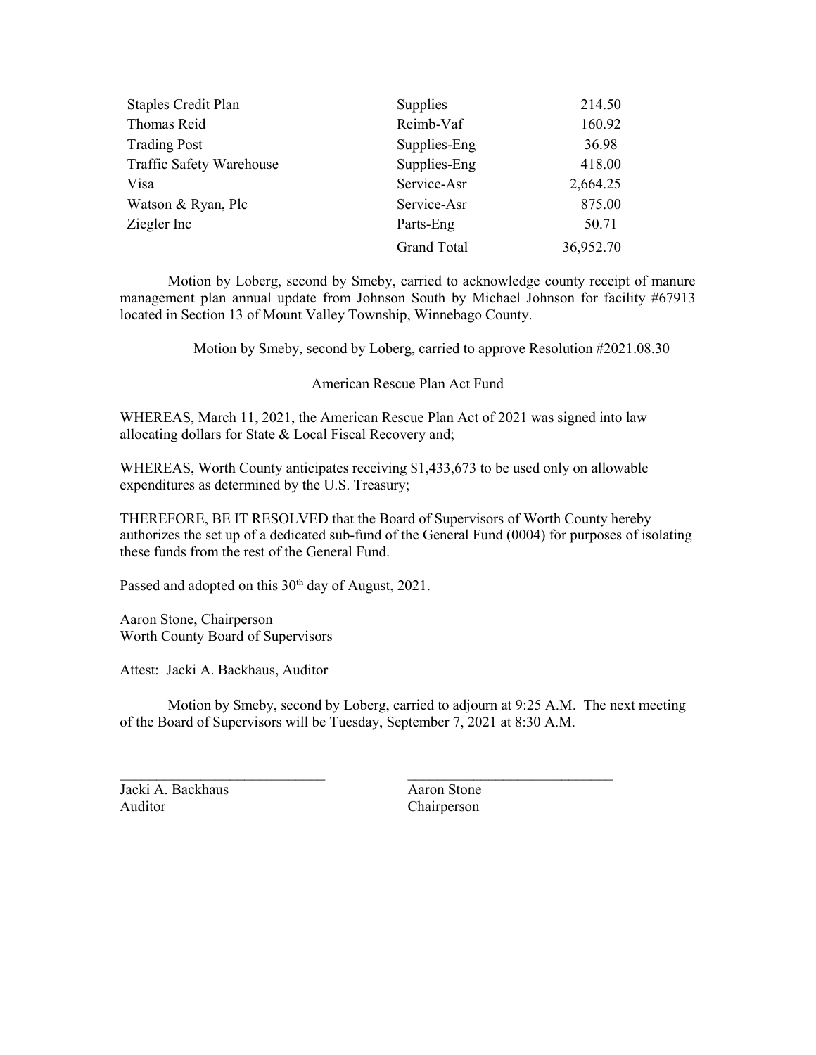| | | |
|---|---|---|
| Staples Credit Plan | Supplies | 214.50 |
| Thomas Reid | Reimb-Vaf | 160.92 |
| Trading Post | Supplies-Eng | 36.98 |
| Traffic Safety Warehouse | Supplies-Eng | 418.00 |
| Visa | Service-Asr | 2,664.25 |
| Watson & Ryan, Plc | Service-Asr | 875.00 |
| Ziegler Inc | Parts-Eng | 50.71 |
| | Grand Total | 36,952.70 |

Motion by Loberg, second by Smeby, carried to acknowledge county receipt of manure management plan annual update from Johnson South by Michael Johnson for facility #67913 located in Section 13 of Mount Valley Township, Winnebago County.

Motion by Smeby, second by Loberg, carried to approve Resolution #2021.08.30

American Rescue Plan Act Fund

WHEREAS, March 11, 2021, the American Rescue Plan Act of 2021 was signed into law allocating dollars for State & Local Fiscal Recovery and;

WHEREAS, Worth County anticipates receiving $1,433,673 to be used only on allowable expenditures as determined by the U.S. Treasury;

THEREFORE, BE IT RESOLVED that the Board of Supervisors of Worth County hereby authorizes the set up of a dedicated sub-fund of the General Fund (0004) for purposes of isolating these funds from the rest of the General Fund.

Passed and adopted on this 30th day of August, 2021.

Aaron Stone, Chairperson
Worth County Board of Supervisors

Attest: Jacki A. Backhaus, Auditor

Motion by Smeby, second by Loberg, carried to adjourn at 9:25 A.M. The next meeting of the Board of Supervisors will be Tuesday, September 7, 2021 at 8:30 A.M.

\_\_\_\_\_\_\_\_\_\_\_\_\_\_\_\_\_\_\_\_\_\_\_\_\_\_\_\_ \_\_\_\_\_\_\_\_\_\_\_\_\_\_\_\_\_\_\_\_\_\_\_\_\_\_\_\_

Jacki A. Backhaus
Auditor

Aaron Stone
Chairperson